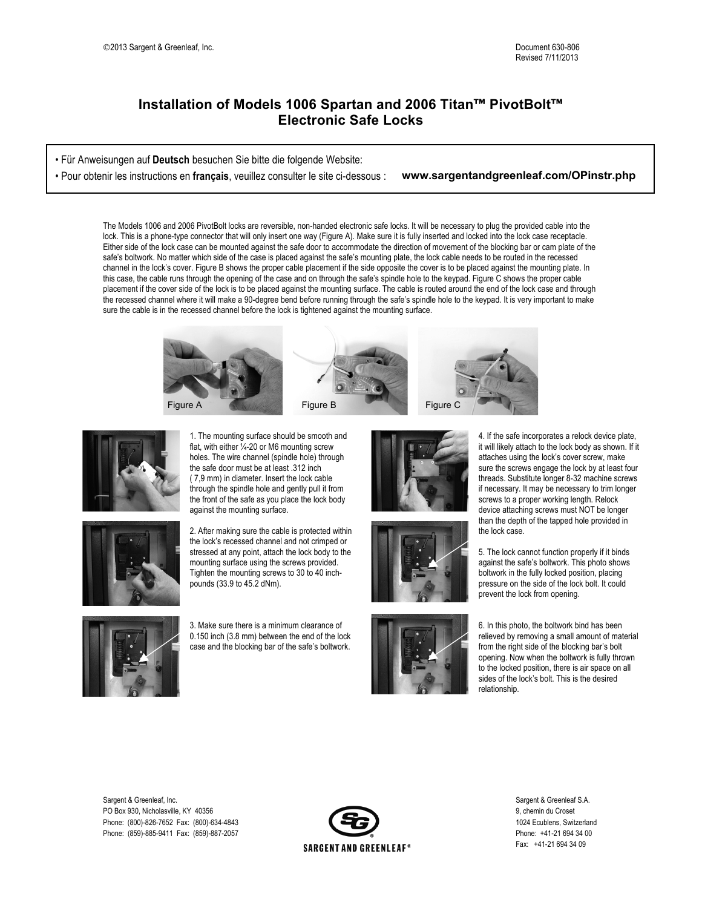©2013 Sargent & Greenleaf, Inc.

Document 630-806
Revised 7/11/2013

# Installation of Models 1006 Spartan and 2006 Titan™ PivotBolt™ Electronic Safe Locks

- Für Anweisungen auf **Deutsch** besuchen Sie bitte die folgende Website:
- Pour obtenir les instructions en **français**, veuillez consulter le site ci-dessous : **www.sargentandgreenleaf.com/OPinstr.php**

The Models 1006 and 2006 PivotBolt locks are reversible, non-handed electronic safe locks. It will be necessary to plug the provided cable into the lock. This is a phone-type connector that will only insert one way (Figure A). Make sure it is fully inserted and locked into the lock case receptacle. Either side of the lock case can be mounted against the safe door to accommodate the direction of movement of the blocking bar or cam plate of the safe's boltwork. No matter which side of the case is placed against the safe's mounting plate, the lock cable needs to be routed in the recessed channel in the lock's cover. Figure B shows the proper cable placement if the side opposite the cover is to be placed against the mounting plate. In this case, the cable runs through the opening of the case and on through the safe's spindle hole to the keypad. Figure C shows the proper cable placement if the cover side of the lock is to be placed against the mounting surface. The cable is routed around the end of the lock case and through the recessed channel where it will make a 90-degree bend before running through the safe's spindle hole to the keypad. It is very important to make sure the cable is in the recessed channel before the lock is tightened against the mounting surface.

Figure A

Figure B

Figure C

1. The mounting surface should be smooth and flat, with either ¼-20 or M6 mounting screw holes. The wire channel (spindle hole) through the safe door must be at least .312 inch ( 7,9 mm) in diameter. Insert the lock cable through the spindle hole and gently pull it from the front of the safe as you place the lock body against the mounting surface.

2. After making sure the cable is protected within the lock's recessed channel and not crimped or stressed at any point, attach the lock body to the mounting surface using the screws provided. Tighten the mounting screws to 30 to 40 inch-pounds (33.9 to 45.2 dNm).

3. Make sure there is a minimum clearance of 0.150 inch (3.8 mm) between the end of the lock case and the blocking bar of the safe's boltwork.

4. If the safe incorporates a relock device plate, it will likely attach to the lock body as shown. If it attaches using the lock's cover screw, make sure the screws engage the lock by at least four threads. Substitute longer 8-32 machine screws if necessary. It may be necessary to trim longer screws to a proper working length. Relock device attaching screws must NOT be longer than the depth of the tapped hole provided in the lock case.

5. The lock cannot function properly if it binds against the safe's boltwork. This photo shows boltwork in the fully locked position, placing pressure on the side of the lock bolt. It could prevent the lock from opening.

6. In this photo, the boltwork bind has been relieved by removing a small amount of material from the right side of the blocking bar's bolt opening. Now when the boltwork is fully thrown to the locked position, there is air space on all sides of the lock's bolt. This is the desired relationship.

Sargent & Greenleaf, Inc.
PO Box 930, Nicholasville, KY 40356
Phone: (800)-826-7652 Fax: (800)-634-4843
Phone: (859)-885-9411 Fax: (859)-887-2057

SARGENT AND GREENLEAF®

Sargent & Greenleaf S.A.
9, chemin du Croset
1024 Ecublens, Switzerland
Phone: +41-21 694 34 00
Fax: +41-21 694 34 09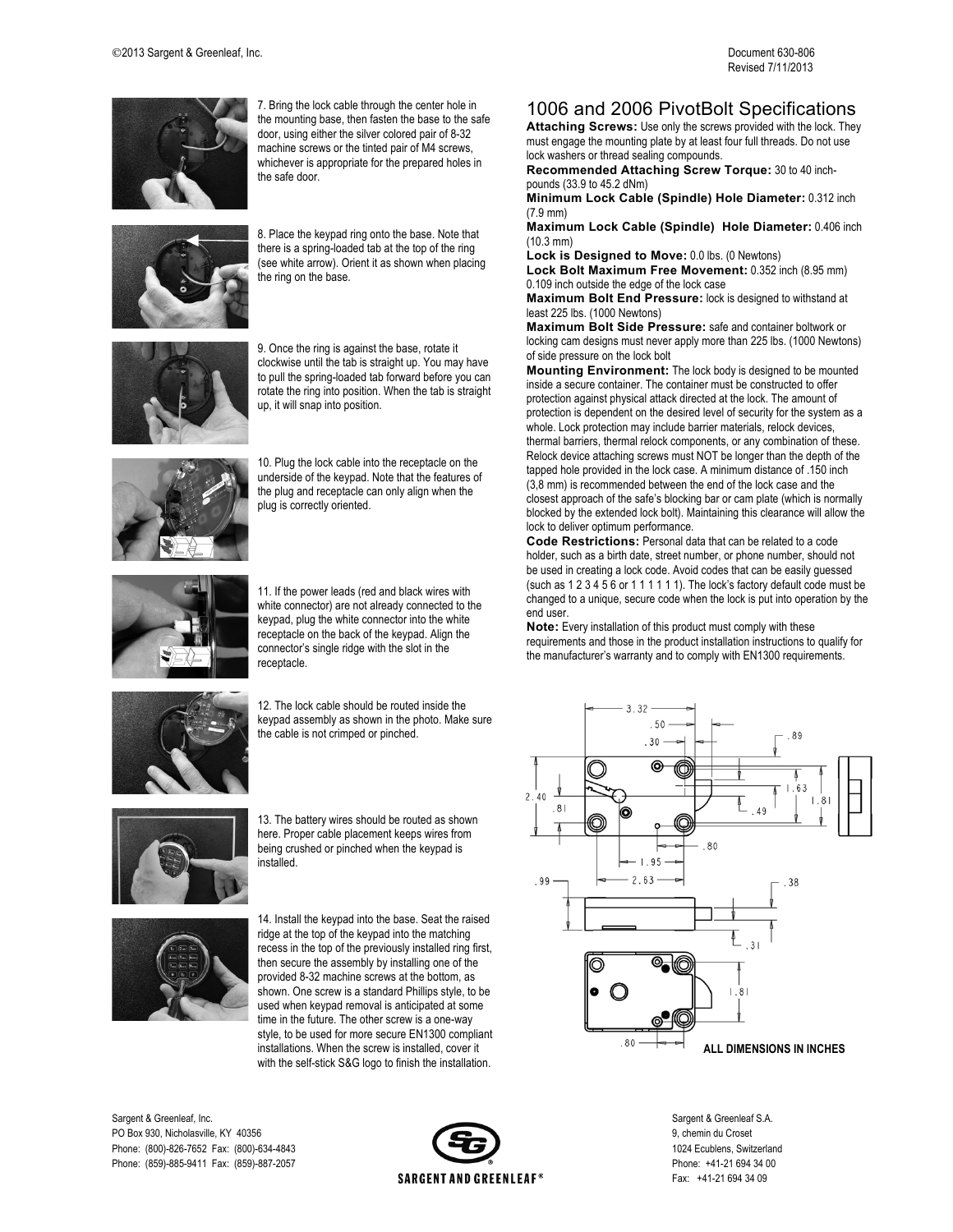7. Bring the lock cable through the center hole in the mounting base, then fasten the base to the safe door, using either the silver colored pair of 8-32 machine screws or the tinted pair of M4 screws, whichever is appropriate for the prepared holes in the safe door.

8. Place the keypad ring onto the base. Note that there is a spring-loaded tab at the top of the ring (see white arrow). Orient it as shown when placing the ring on the base.

9. Once the ring is against the base, rotate it clockwise until the tab is straight up. You may have to pull the spring-loaded tab forward before you can rotate the ring into position. When the tab is straight up, it will snap into position.

10. Plug the lock cable into the receptacle on the underside of the keypad. Note that the features of the plug and receptacle can only align when the plug is correctly oriented.

11. If the power leads (red and black wires with white connector) are not already connected to the keypad, plug the white connector into the white receptacle on the back of the keypad. Align the connector's single ridge with the slot in the receptacle.

12. The lock cable should be routed inside the keypad assembly as shown in the photo. Make sure the cable is not crimped or pinched.

13. The battery wires should be routed as shown here. Proper cable placement keeps wires from being crushed or pinched when the keypad is installed.

14. Install the keypad into the base. Seat the raised ridge at the top of the keypad into the matching recess in the top of the previously installed ring first, then secure the assembly by installing one of the provided 8-32 machine screws at the bottom, as shown. One screw is a standard Phillips style, to be used when keypad removal is anticipated at some time in the future. The other screw is a one-way style, to be used for more secure EN1300 compliant installations. When the screw is installed, cover it with the self-stick S&G logo to finish the installation.

# 1006 and 2006 PivotBolt Specifications

**Attaching Screws:** Use only the screws provided with the lock. They must engage the mounting plate by at least four full threads. Do not use lock washers or thread sealing compounds.

**Recommended Attaching Screw Torque:** 30 to 40 inch-pounds (33.9 to 45.2 dNm)

**Minimum Lock Cable (Spindle) Hole Diameter:** 0.312 inch (7.9 mm)

**Maximum Lock Cable (Spindle) Hole Diameter:** 0.406 inch (10.3 mm)

**Lock is Designed to Move:** 0.0 lbs. (0 Newtons)

**Lock Bolt Maximum Free Movement:** 0.352 inch (8.95 mm) 0.109 inch outside the edge of the lock case

**Maximum Bolt End Pressure:** lock is designed to withstand at least 225 lbs. (1000 Newtons)

**Maximum Bolt Side Pressure:** safe and container boltwork or locking cam designs must never apply more than 225 lbs. (1000 Newtons) of side pressure on the lock bolt

**Mounting Environment:** The lock body is designed to be mounted inside a secure container. The container must be constructed to offer protection against physical attack directed at the lock. The amount of protection is dependent on the desired level of security for the system as a whole. Lock protection may include barrier materials, relock devices, thermal barriers, thermal relock components, or any combination of these. Relock device attaching screws must NOT be longer than the depth of the tapped hole provided in the lock case. A minimum distance of .150 inch (3,8 mm) is recommended between the end of the lock case and the closest approach of the safe's blocking bar or cam plate (which is normally blocked by the extended lock bolt). Maintaining this clearance will allow the lock to deliver optimum performance.

**Code Restrictions:** Personal data that can be related to a code holder, such as a birth date, street number, or phone number, should not be used in creating a lock code. Avoid codes that can be easily guessed (such as 1 2 3 4 5 6 or 1 1 1 1 1 1). The lock's factory default code must be changed to a unique, secure code when the lock is put into operation by the end user.

**Note:** Every installation of this product must comply with these requirements and those in the product installation instructions to qualify for the manufacturer's warranty and to comply with EN1300 requirements.

3.32
.50
.30
.89
2.40
.81
1.63
1.81
.49
.80
1.95
.99
2.63
.38
.31
1.81
.80

**ALL DIMENSIONS IN INCHES**

Sargent & Greenleaf, Inc.
PO Box 930, Nicholasville, KY 40356
Phone: (800)-826-7652 Fax: (800)-634-4843
Phone: (859)-885-9411 Fax: (859)-887-2057

SARGENT AND GREENLEAF®

Sargent & Greenleaf S.A.
9, chemin du Croset
1024 Ecublens, Switzerland
Phone: +41-21 694 34 00
Fax: +41-21 694 34 09